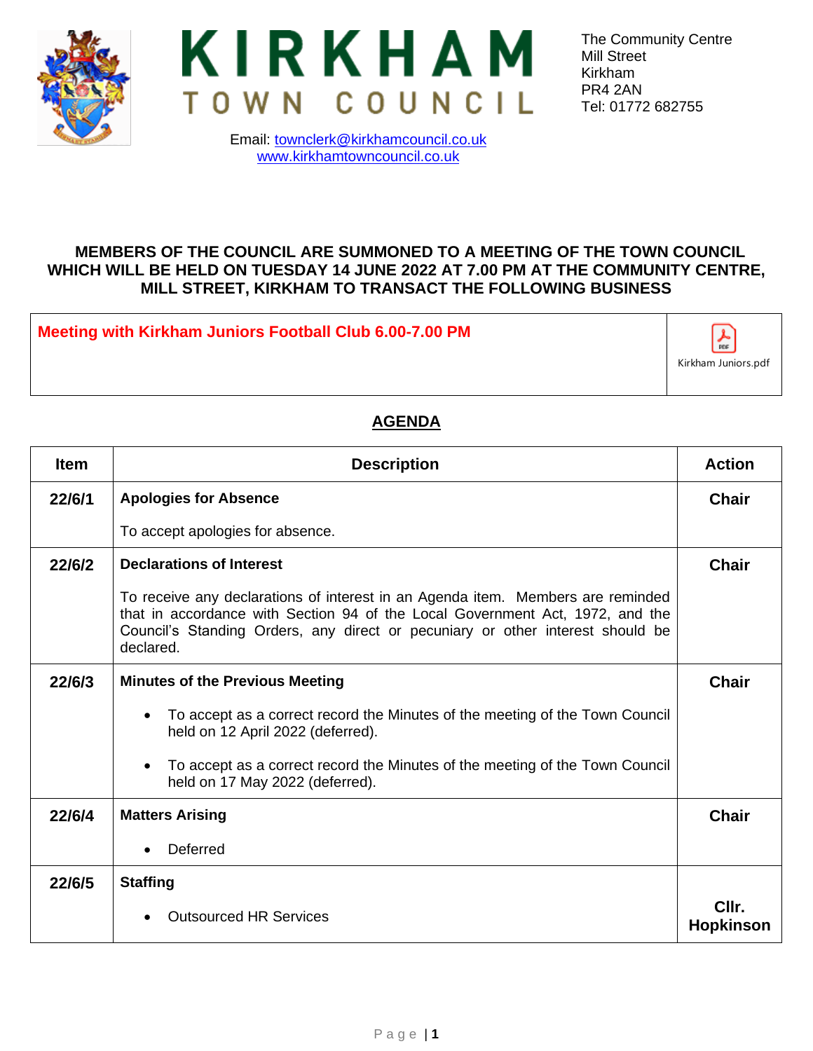# KIRKHAM TOWN COUNCIL

The Community Centre
Mill Street
Kirkham
PR4 2AN
Tel: 01772 682755

Email: townclerk@kirkhamcouncil.co.uk
www.kirkhamtowncouncil.co.uk

**MEMBERS OF THE COUNCIL ARE SUMMONED TO A MEETING OF THE TOWN COUNCIL WHICH WILL BE HELD ON TUESDAY 14 JUNE 2022 AT 7.00 PM AT THE COMMUNITY CENTRE, MILL STREET, KIRKHAM TO TRANSACT THE FOLLOWING BUSINESS**

| **Meeting with Kirkham Juniors Football Club 6.00-7.00 PM** | Kirkham Juniors.pdf |
|---|---|

## AGENDA

| Item | Description | Action |
|---|---|---|
| **22/6/1** | **Apologies for Absence**<br><br>To accept apologies for absence. | **Chair** |
| **22/6/2** | **Declarations of Interest**<br><br>To receive any declarations of interest in an Agenda item. Members are reminded that in accordance with Section 94 of the Local Government Act, 1972, and the Council's Standing Orders, any direct or pecuniary or other interest should be declared. | **Chair** |
| **22/6/3** | **Minutes of the Previous Meeting**<br><br>• To accept as a correct record the Minutes of the meeting of the Town Council held on 12 April 2022 (deferred).<br><br>• To accept as a correct record the Minutes of the meeting of the Town Council held on 17 May 2022 (deferred). | **Chair** |
| **22/6/4** | **Matters Arising**<br><br>• Deferred | **Chair** |
| **22/6/5** | **Staffing**<br><br>• Outsourced HR Services | **Cllr. Hopkinson** |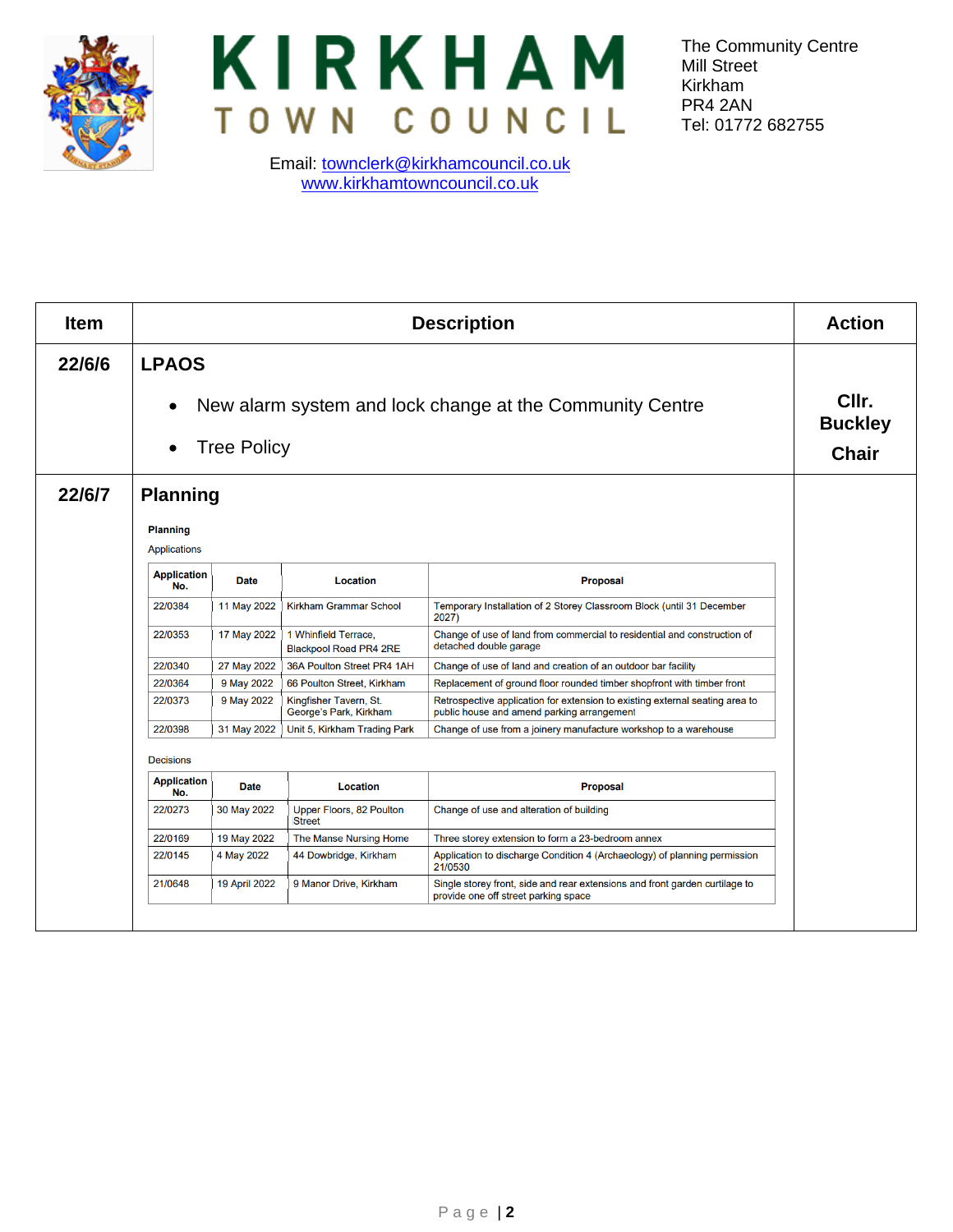**KIRKHAM TOWN COUNCIL**

The Community Centre
Mill Street
Kirkham
PR4 2AN
Tel: 01772 682755

Email: townclerk@kirkhamcouncil.co.uk
www.kirkhamtowncouncil.co.uk

| Item | Description | Action |
|---|---|---|
| 22/6/6 | **LPAOS**<br>• New alarm system and lock change at the Community Centre<br>• Tree Policy | Cllr. Buckley<br>Chair |
| 22/6/7 | **Planning** (see below) | |

**Planning**

Applications

| Application No. | Date | Location | Proposal |
|---|---|---|---|
| 22/0384 | 11 May 2022 | Kirkham Grammar School | Temporary Installation of 2 Storey Classroom Block (until 31 December 2027) |
| 22/0353 | 17 May 2022 | 1 Whinfield Terrace, Blackpool Road PR4 2RE | Change of use of land from commercial to residential and construction of detached double garage |
| 22/0340 | 27 May 2022 | 36A Poulton Street PR4 1AH | Change of use of land and creation of an outdoor bar facility |
| 22/0364 | 9 May 2022 | 66 Poulton Street, Kirkham | Replacement of ground floor rounded timber shopfront with timber front |
| 22/0373 | 9 May 2022 | Kingfisher Tavern, St. George's Park, Kirkham | Retrospective application for extension to existing external seating area to public house and amend parking arrangement |
| 22/0398 | 31 May 2022 | Unit 5, Kirkham Trading Park | Change of use from a joinery manufacture workshop to a warehouse |

Decisions

| Application No. | Date | Location | Proposal |
|---|---|---|---|
| 22/0273 | 30 May 2022 | Upper Floors, 82 Poulton Street | Change of use and alteration of building |
| 22/0169 | 19 May 2022 | The Manse Nursing Home | Three storey extension to form a 23-bedroom annex |
| 22/0145 | 4 May 2022 | 44 Dowbridge, Kirkham | Application to discharge Condition 4 (Archaeology) of planning permission 21/0530 |
| 21/0648 | 19 April 2022 | 9 Manor Drive, Kirkham | Single storey front, side and rear extensions and front garden curtilage to provide one off street parking space |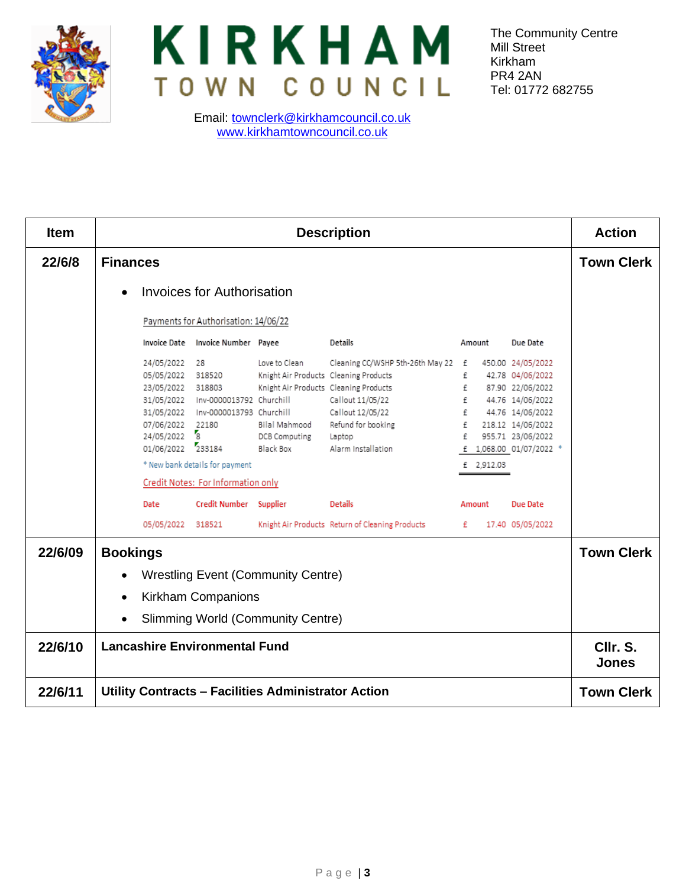KIRKHAM TOWN COUNCIL

The Community Centre
Mill Street
Kirkham
PR4 2AN
Tel: 01772 682755

Email: townclerk@kirkhamcouncil.co.uk
www.kirkhamtowncouncil.co.uk

| Item | Description | Action |
|---|---|---|
| 22/6/8 | **Finances**<br>• Invoices for Authorisation | Town Clerk |
| 22/6/09 | **Bookings**<br>• Wrestling Event (Community Centre)<br>• Kirkham Companions<br>• Slimming World (Community Centre) | Town Clerk |
| 22/6/10 | **Lancashire Environmental Fund** | Cllr. S. Jones |
| 22/6/11 | **Utility Contracts – Facilities Administrator Action** | Town Clerk |

Payments for Authorisation: 14/06/22

| Invoice Date | Invoice Number | Payee | Details | Amount | Due Date |
|---|---|---|---|---|---|
| 24/05/2022 | 28 | Love to Clean | Cleaning CC/WSHP 5th-26th May 22 | £ 450.00 | 24/05/2022 |
| 05/05/2022 | 318520 | Knight Air Products | Cleaning Products | £ 42.78 | 04/06/2022 |
| 23/05/2022 | 318803 | Knight Air Products | Cleaning Products | £ 87.90 | 22/06/2022 |
| 31/05/2022 | Inv-0000013792 | Churchill | Callout 11/05/22 | £ 44.76 | 14/06/2022 |
| 31/05/2022 | Inv-0000013793 | Churchill | Callout 12/05/22 | £ 44.76 | 14/06/2022 |
| 07/06/2022 | 22180 | Bilal Mahmood | Refund for booking | £ 218.12 | 14/06/2022 |
| 24/05/2022 | 8 | DCB Computing | Laptop | £ 955.71 | 23/06/2022 |
| 01/06/2022 | 233184 | Black Box | Alarm Installation | £ 1,068.00 | 01/07/2022 * |
| | | | | £ 2,912.03 | |

* New bank details for payment

Credit Notes: For Information only

| Date | Credit Number | Supplier | Details | Amount | Due Date |
|---|---|---|---|---|---|
| 05/05/2022 | 318521 | Knight Air Products | Return of Cleaning Products | £ 17.40 | 05/05/2022 |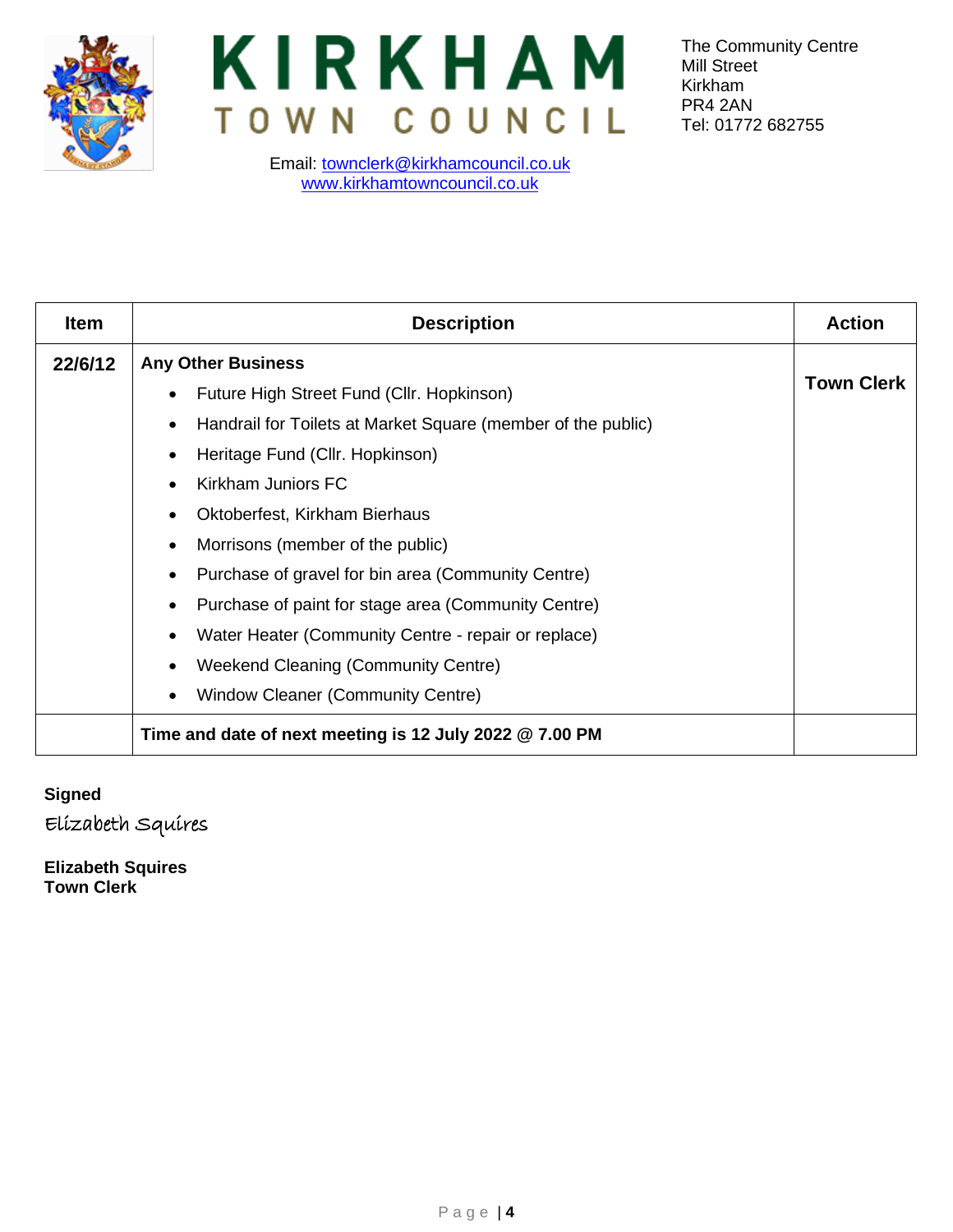# KIRKHAM TOWN COUNCIL

The Community Centre
Mill Street
Kirkham
PR4 2AN
Tel: 01772 682755

Email: townclerk@kirkhamcouncil.co.uk
www.kirkhamtowncouncil.co.uk

| Item | Description | Action |
|---|---|---|
| 22/6/12 | **Any Other Business**<br>• Future High Street Fund (Cllr. Hopkinson)<br>• Handrail for Toilets at Market Square (member of the public)<br>• Heritage Fund (Cllr. Hopkinson)<br>• Kirkham Juniors FC<br>• Oktoberfest, Kirkham Bierhaus<br>• Morrisons (member of the public)<br>• Purchase of gravel for bin area (Community Centre)<br>• Purchase of paint for stage area (Community Centre)<br>• Water Heater (Community Centre - repair or replace)<br>• Weekend Cleaning (Community Centre)<br>• Window Cleaner (Community Centre) | **Town Clerk** |
| | **Time and date of next meeting is 12 July 2022 @ 7.00 PM** | |

**Signed**

Elizabeth Squires

**Elizabeth Squires**
**Town Clerk**